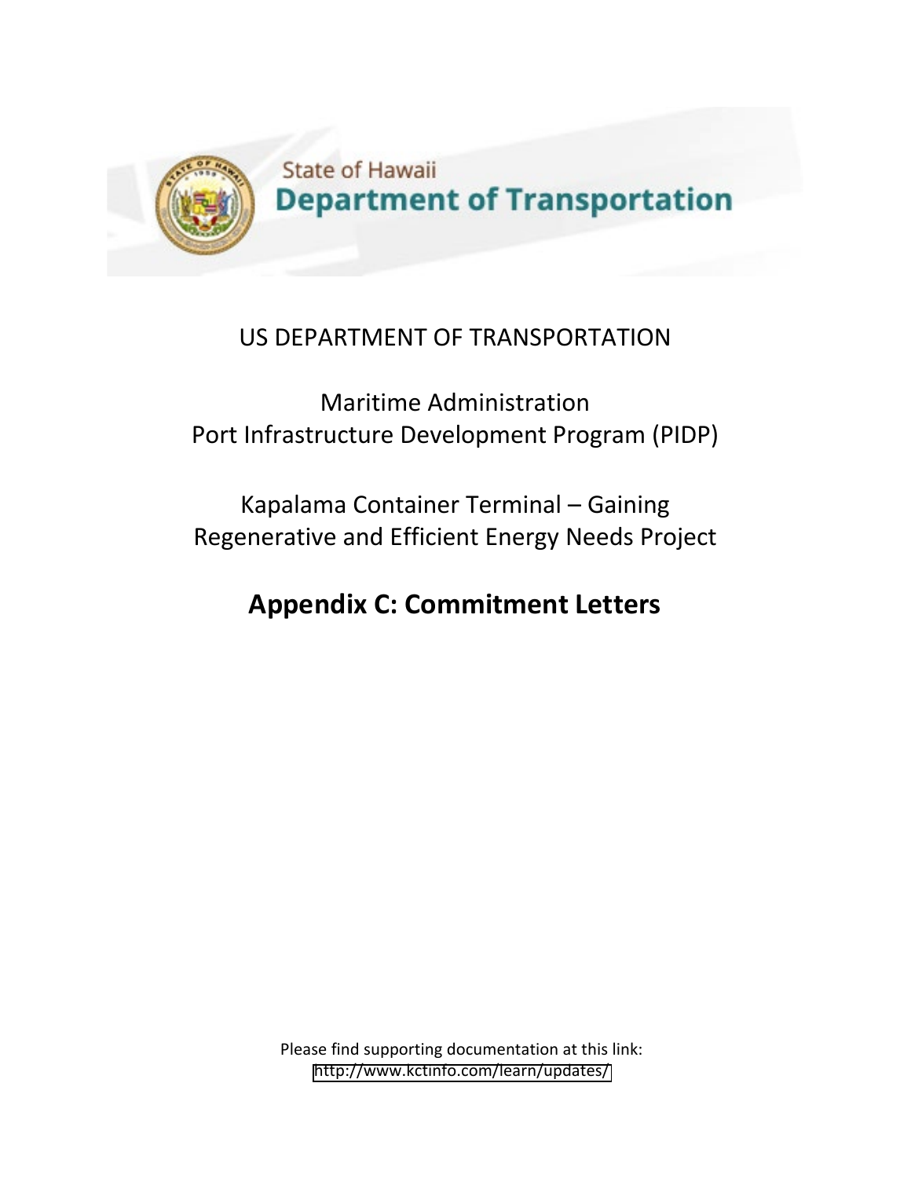State of Hawaii
**Department of Transportation**

US DEPARTMENT OF TRANSPORTATION

Maritime Administration
Port Infrastructure Development Program (PIDP)

Kapalama Container Terminal – Gaining Regenerative and Efficient Energy Needs Project

# Appendix C: Commitment Letters

Please find supporting documentation at this link:
http://www.kctinfo.com/learn/updates/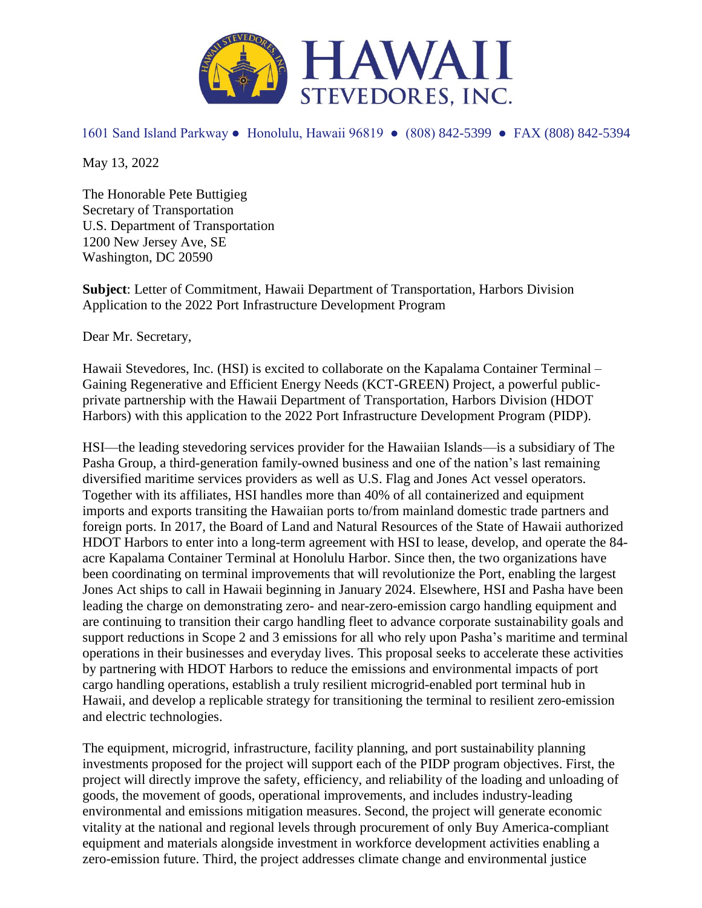# HAWAII STEVEDORES, INC.

1601 Sand Island Parkway ● Honolulu, Hawaii 96819 ● (808) 842-5399 ● FAX (808) 842-5394

May 13, 2022

The Honorable Pete Buttigieg
Secretary of Transportation
U.S. Department of Transportation
1200 New Jersey Ave, SE
Washington, DC 20590

**Subject**: Letter of Commitment, Hawaii Department of Transportation, Harbors Division Application to the 2022 Port Infrastructure Development Program

Dear Mr. Secretary,

Hawaii Stevedores, Inc. (HSI) is excited to collaborate on the Kapalama Container Terminal – Gaining Regenerative and Efficient Energy Needs (KCT-GREEN) Project, a powerful public-private partnership with the Hawaii Department of Transportation, Harbors Division (HDOT Harbors) with this application to the 2022 Port Infrastructure Development Program (PIDP).

HSI—the leading stevedoring services provider for the Hawaiian Islands—is a subsidiary of The Pasha Group, a third-generation family-owned business and one of the nation's last remaining diversified maritime services providers as well as U.S. Flag and Jones Act vessel operators. Together with its affiliates, HSI handles more than 40% of all containerized and equipment imports and exports transiting the Hawaiian ports to/from mainland domestic trade partners and foreign ports. In 2017, the Board of Land and Natural Resources of the State of Hawaii authorized HDOT Harbors to enter into a long-term agreement with HSI to lease, develop, and operate the 84-acre Kapalama Container Terminal at Honolulu Harbor. Since then, the two organizations have been coordinating on terminal improvements that will revolutionize the Port, enabling the largest Jones Act ships to call in Hawaii beginning in January 2024. Elsewhere, HSI and Pasha have been leading the charge on demonstrating zero- and near-zero-emission cargo handling equipment and are continuing to transition their cargo handling fleet to advance corporate sustainability goals and support reductions in Scope 2 and 3 emissions for all who rely upon Pasha's maritime and terminal operations in their businesses and everyday lives. This proposal seeks to accelerate these activities by partnering with HDOT Harbors to reduce the emissions and environmental impacts of port cargo handling operations, establish a truly resilient microgrid-enabled port terminal hub in Hawaii, and develop a replicable strategy for transitioning the terminal to resilient zero-emission and electric technologies.

The equipment, microgrid, infrastructure, facility planning, and port sustainability planning investments proposed for the project will support each of the PIDP program objectives. First, the project will directly improve the safety, efficiency, and reliability of the loading and unloading of goods, the movement of goods, operational improvements, and includes industry-leading environmental and emissions mitigation measures. Second, the project will generate economic vitality at the national and regional levels through procurement of only Buy America-compliant equipment and materials alongside investment in workforce development activities enabling a zero-emission future. Third, the project addresses climate change and environmental justice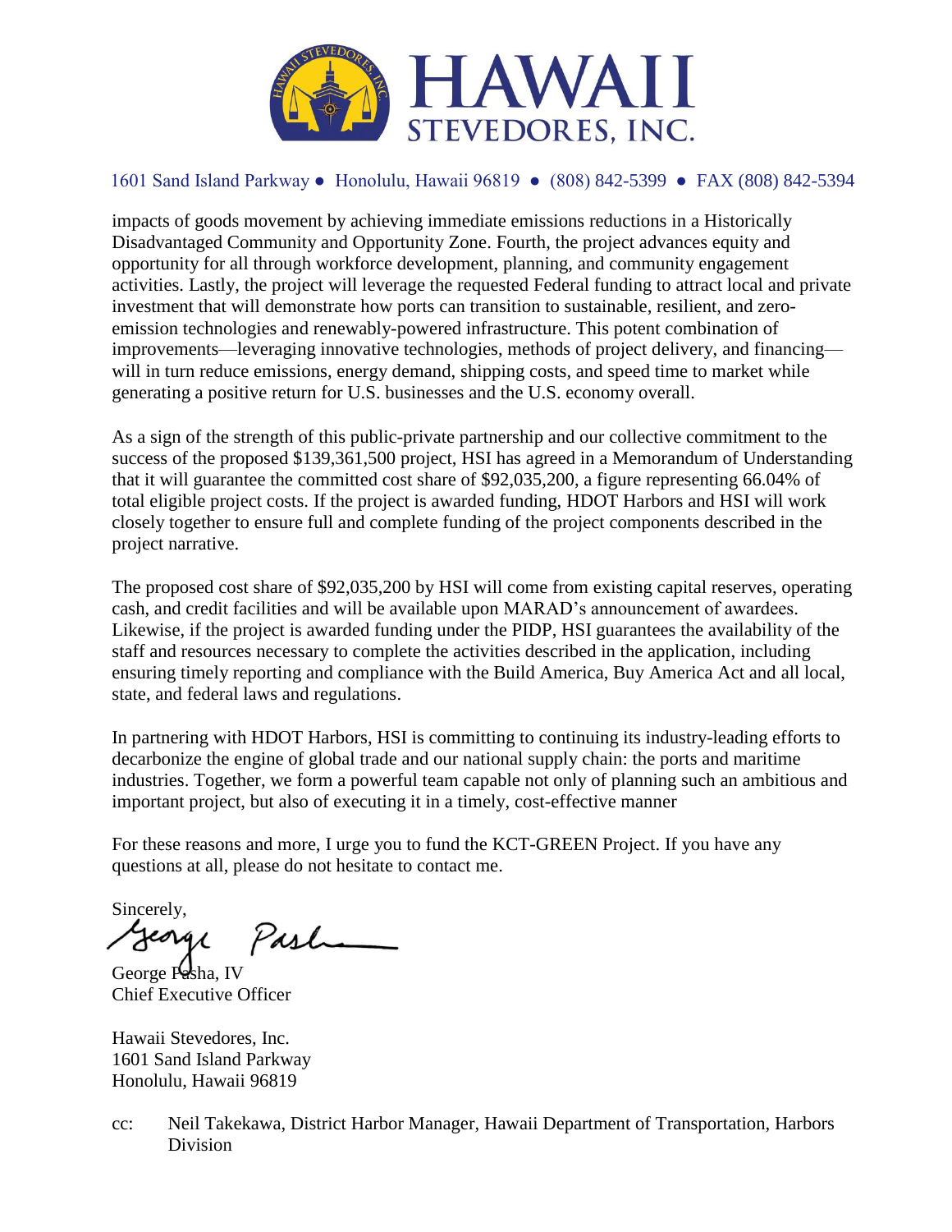impacts of goods movement by achieving immediate emissions reductions in a Historically Disadvantaged Community and Opportunity Zone. Fourth, the project advances equity and opportunity for all through workforce development, planning, and community engagement activities. Lastly, the project will leverage the requested Federal funding to attract local and private investment that will demonstrate how ports can transition to sustainable, resilient, and zero-emission technologies and renewably-powered infrastructure. This potent combination of improvements—leveraging innovative technologies, methods of project delivery, and financing—will in turn reduce emissions, energy demand, shipping costs, and speed time to market while generating a positive return for U.S. businesses and the U.S. economy overall.

As a sign of the strength of this public-private partnership and our collective commitment to the success of the proposed $139,361,500 project, HSI has agreed in a Memorandum of Understanding that it will guarantee the committed cost share of $92,035,200, a figure representing 66.04% of total eligible project costs. If the project is awarded funding, HDOT Harbors and HSI will work closely together to ensure full and complete funding of the project components described in the project narrative.

The proposed cost share of $92,035,200 by HSI will come from existing capital reserves, operating cash, and credit facilities and will be available upon MARAD's announcement of awardees. Likewise, if the project is awarded funding under the PIDP, HSI guarantees the availability of the staff and resources necessary to complete the activities described in the application, including ensuring timely reporting and compliance with the Build America, Buy America Act and all local, state, and federal laws and regulations.

In partnering with HDOT Harbors, HSI is committing to continuing its industry-leading efforts to decarbonize the engine of global trade and our national supply chain: the ports and maritime industries. Together, we form a powerful team capable not only of planning such an ambitious and important project, but also of executing it in a timely, cost-effective manner

For these reasons and more, I urge you to fund the KCT-GREEN Project. If you have any questions at all, please do not hesitate to contact me.

Sincerely,

George Pasha, IV
Chief Executive Officer

Hawaii Stevedores, Inc.
1601 Sand Island Parkway
Honolulu, Hawaii 96819

cc: Neil Takekawa, District Harbor Manager, Hawaii Department of Transportation, Harbors Division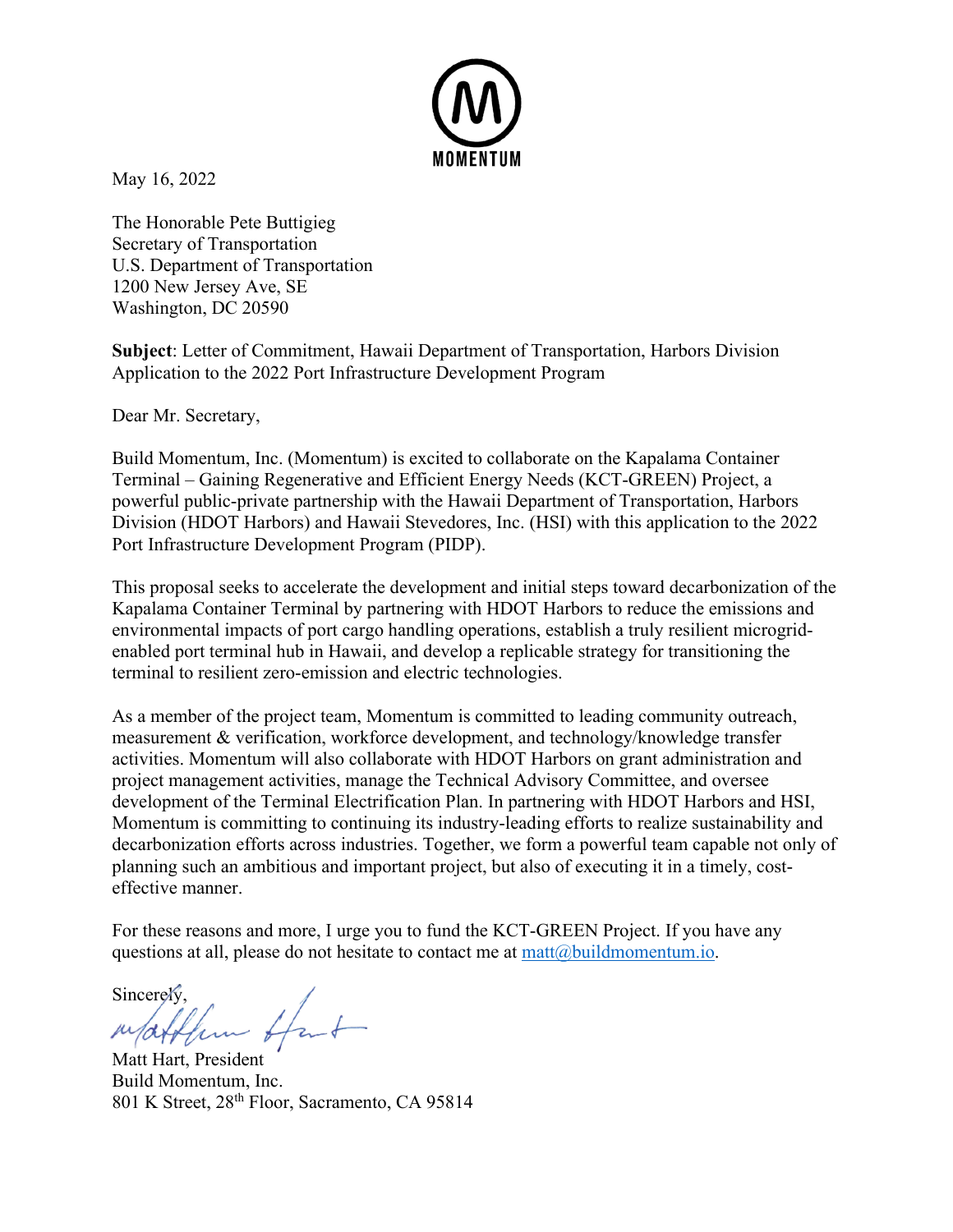MOMENTUM

May 16, 2022

The Honorable Pete Buttigieg
Secretary of Transportation
U.S. Department of Transportation
1200 New Jersey Ave, SE
Washington, DC 20590

**Subject**: Letter of Commitment, Hawaii Department of Transportation, Harbors Division Application to the 2022 Port Infrastructure Development Program

Dear Mr. Secretary,

Build Momentum, Inc. (Momentum) is excited to collaborate on the Kapalama Container Terminal – Gaining Regenerative and Efficient Energy Needs (KCT-GREEN) Project, a powerful public-private partnership with the Hawaii Department of Transportation, Harbors Division (HDOT Harbors) and Hawaii Stevedores, Inc. (HSI) with this application to the 2022 Port Infrastructure Development Program (PIDP).

This proposal seeks to accelerate the development and initial steps toward decarbonization of the Kapalama Container Terminal by partnering with HDOT Harbors to reduce the emissions and environmental impacts of port cargo handling operations, establish a truly resilient microgrid-enabled port terminal hub in Hawaii, and develop a replicable strategy for transitioning the terminal to resilient zero-emission and electric technologies.

As a member of the project team, Momentum is committed to leading community outreach, measurement & verification, workforce development, and technology/knowledge transfer activities. Momentum will also collaborate with HDOT Harbors on grant administration and project management activities, manage the Technical Advisory Committee, and oversee development of the Terminal Electrification Plan. In partnering with HDOT Harbors and HSI, Momentum is committing to continuing its industry-leading efforts to realize sustainability and decarbonization efforts across industries. Together, we form a powerful team capable not only of planning such an ambitious and important project, but also of executing it in a timely, cost-effective manner.

For these reasons and more, I urge you to fund the KCT-GREEN Project. If you have any questions at all, please do not hesitate to contact me at matt@buildmomentum.io.

Sincerely,

Matt Hart, President
Build Momentum, Inc.
801 K Street, 28th Floor, Sacramento, CA 95814